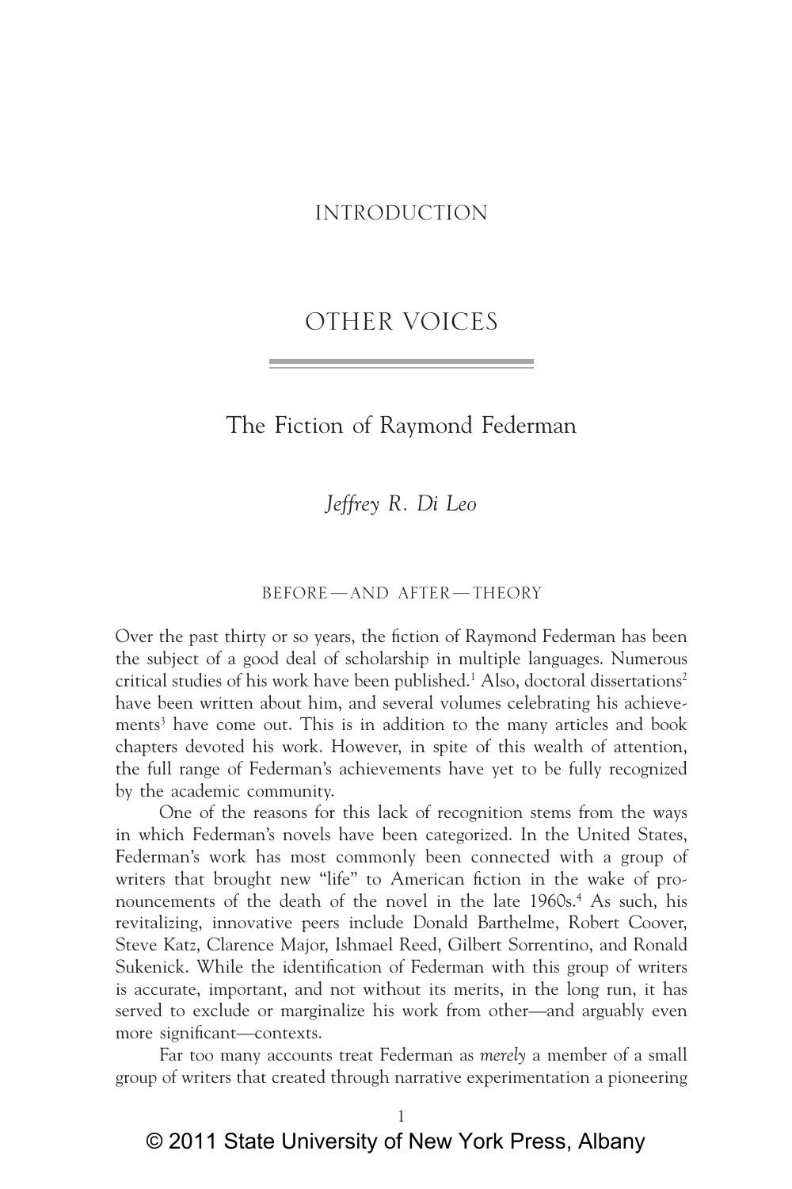INTRODUCTION

# OTHER VOICES

## The Fiction of Raymond Federman

*Jeffrey R. Di Leo*

### BEFORE—AND AFTER—THEORY

Over the past thirty or so years, the fiction of Raymond Federman has been the subject of a good deal of scholarship in multiple languages. Numerous critical studies of his work have been published.[1] Also, doctoral dissertations[2] have been written about him, and several volumes celebrating his achievements[3] have come out. This is in addition to the many articles and book chapters devoted his work. However, in spite of this wealth of attention, the full range of Federman's achievements have yet to be fully recognized by the academic community.

One of the reasons for this lack of recognition stems from the ways in which Federman's novels have been categorized. In the United States, Federman's work has most commonly been connected with a group of writers that brought new "life" to American fiction in the wake of pronouncements of the death of the novel in the late 1960s.[4] As such, his revitalizing, innovative peers include Donald Barthelme, Robert Coover, Steve Katz, Clarence Major, Ishmael Reed, Gilbert Sorrentino, and Ronald Sukenick. While the identification of Federman with this group of writers is accurate, important, and not without its merits, in the long run, it has served to exclude or marginalize his work from other—and arguably even more significant—contexts.

Far too many accounts treat Federman as *merely* a member of a small group of writers that created through narrative experimentation a pioneering

© 2011 State University of New York Press, Albany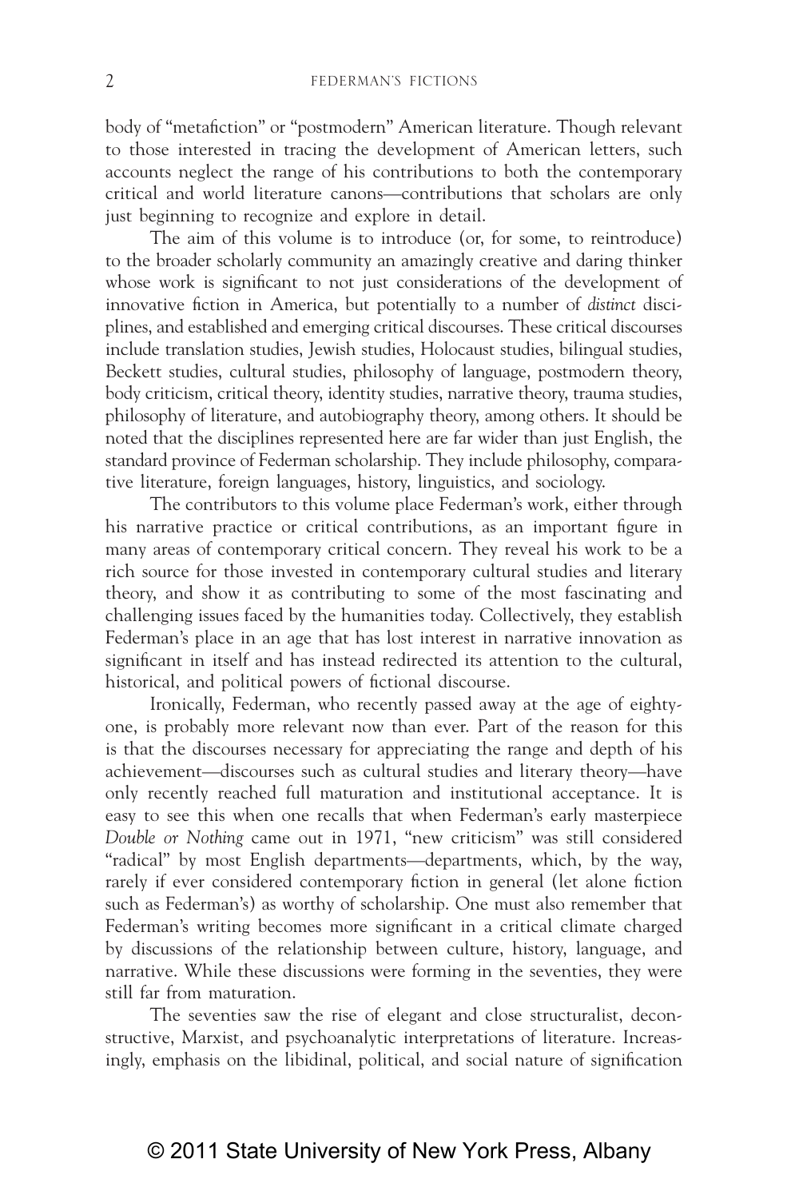body of "metafiction" or "postmodern" American literature. Though relevant to those interested in tracing the development of American letters, such accounts neglect the range of his contributions to both the contemporary critical and world literature canons—contributions that scholars are only just beginning to recognize and explore in detail.

The aim of this volume is to introduce (or, for some, to reintroduce) to the broader scholarly community an amazingly creative and daring thinker whose work is significant to not just considerations of the development of innovative fiction in America, but potentially to a number of *distinct* disciplines, and established and emerging critical discourses. These critical discourses include translation studies, Jewish studies, Holocaust studies, bilingual studies, Beckett studies, cultural studies, philosophy of language, postmodern theory, body criticism, critical theory, identity studies, narrative theory, trauma studies, philosophy of literature, and autobiography theory, among others. It should be noted that the disciplines represented here are far wider than just English, the standard province of Federman scholarship. They include philosophy, comparative literature, foreign languages, history, linguistics, and sociology.

The contributors to this volume place Federman's work, either through his narrative practice or critical contributions, as an important figure in many areas of contemporary critical concern. They reveal his work to be a rich source for those invested in contemporary cultural studies and literary theory, and show it as contributing to some of the most fascinating and challenging issues faced by the humanities today. Collectively, they establish Federman's place in an age that has lost interest in narrative innovation as significant in itself and has instead redirected its attention to the cultural, historical, and political powers of fictional discourse.

Ironically, Federman, who recently passed away at the age of eighty-one, is probably more relevant now than ever. Part of the reason for this is that the discourses necessary for appreciating the range and depth of his achievement—discourses such as cultural studies and literary theory—have only recently reached full maturation and institutional acceptance. It is easy to see this when one recalls that when Federman's early masterpiece *Double or Nothing* came out in 1971, "new criticism" was still considered "radical" by most English departments—departments, which, by the way, rarely if ever considered contemporary fiction in general (let alone fiction such as Federman's) as worthy of scholarship. One must also remember that Federman's writing becomes more significant in a critical climate charged by discussions of the relationship between culture, history, language, and narrative. While these discussions were forming in the seventies, they were still far from maturation.

The seventies saw the rise of elegant and close structuralist, deconstructive, Marxist, and psychoanalytic interpretations of literature. Increasingly, emphasis on the libidinal, political, and social nature of signification

© 2011 State University of New York Press, Albany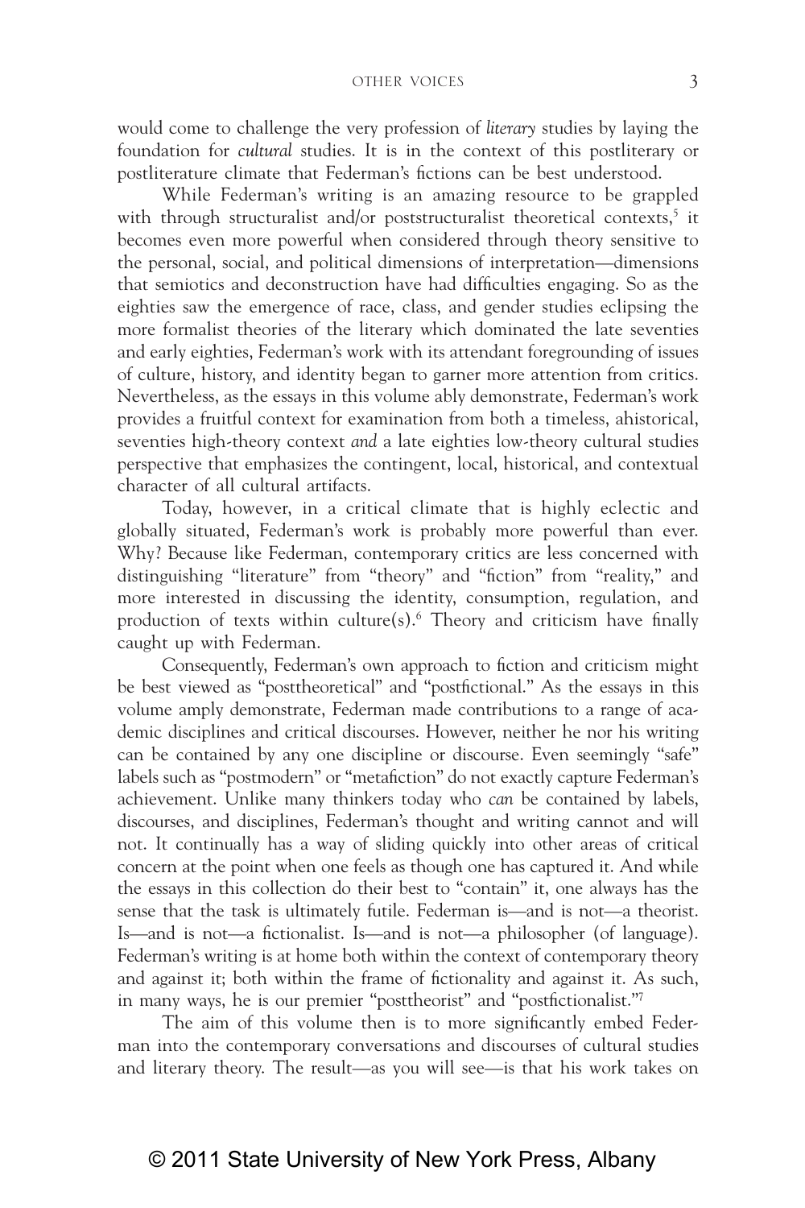would come to challenge the very profession of *literary* studies by laying the foundation for *cultural* studies. It is in the context of this postliterary or postliterature climate that Federman's fictions can be best understood.

While Federman's writing is an amazing resource to be grappled with through structuralist and/or poststructuralist theoretical contexts,[5] it becomes even more powerful when considered through theory sensitive to the personal, social, and political dimensions of interpretation—dimensions that semiotics and deconstruction have had difficulties engaging. So as the eighties saw the emergence of race, class, and gender studies eclipsing the more formalist theories of the literary which dominated the late seventies and early eighties, Federman's work with its attendant foregrounding of issues of culture, history, and identity began to garner more attention from critics. Nevertheless, as the essays in this volume ably demonstrate, Federman's work provides a fruitful context for examination from both a timeless, ahistorical, seventies high-theory context *and* a late eighties low-theory cultural studies perspective that emphasizes the contingent, local, historical, and contextual character of all cultural artifacts.

Today, however, in a critical climate that is highly eclectic and globally situated, Federman's work is probably more powerful than ever. Why? Because like Federman, contemporary critics are less concerned with distinguishing "literature" from "theory" and "fiction" from "reality," and more interested in discussing the identity, consumption, regulation, and production of texts within culture(s).[6] Theory and criticism have finally caught up with Federman.

Consequently, Federman's own approach to fiction and criticism might be best viewed as "posttheoretical" and "postfictional." As the essays in this volume amply demonstrate, Federman made contributions to a range of academic disciplines and critical discourses. However, neither he nor his writing can be contained by any one discipline or discourse. Even seemingly "safe" labels such as "postmodern" or "metafiction" do not exactly capture Federman's achievement. Unlike many thinkers today who *can* be contained by labels, discourses, and disciplines, Federman's thought and writing cannot and will not. It continually has a way of sliding quickly into other areas of critical concern at the point when one feels as though one has captured it. And while the essays in this collection do their best to "contain" it, one always has the sense that the task is ultimately futile. Federman is—and is not—a theorist. Is—and is not—a fictionalist. Is—and is not—a philosopher (of language). Federman's writing is at home both within the context of contemporary theory and against it; both within the frame of fictionality and against it. As such, in many ways, he is our premier "posttheorist" and "postfictionalist."[7]

The aim of this volume then is to more significantly embed Federman into the contemporary conversations and discourses of cultural studies and literary theory. The result—as you will see—is that his work takes on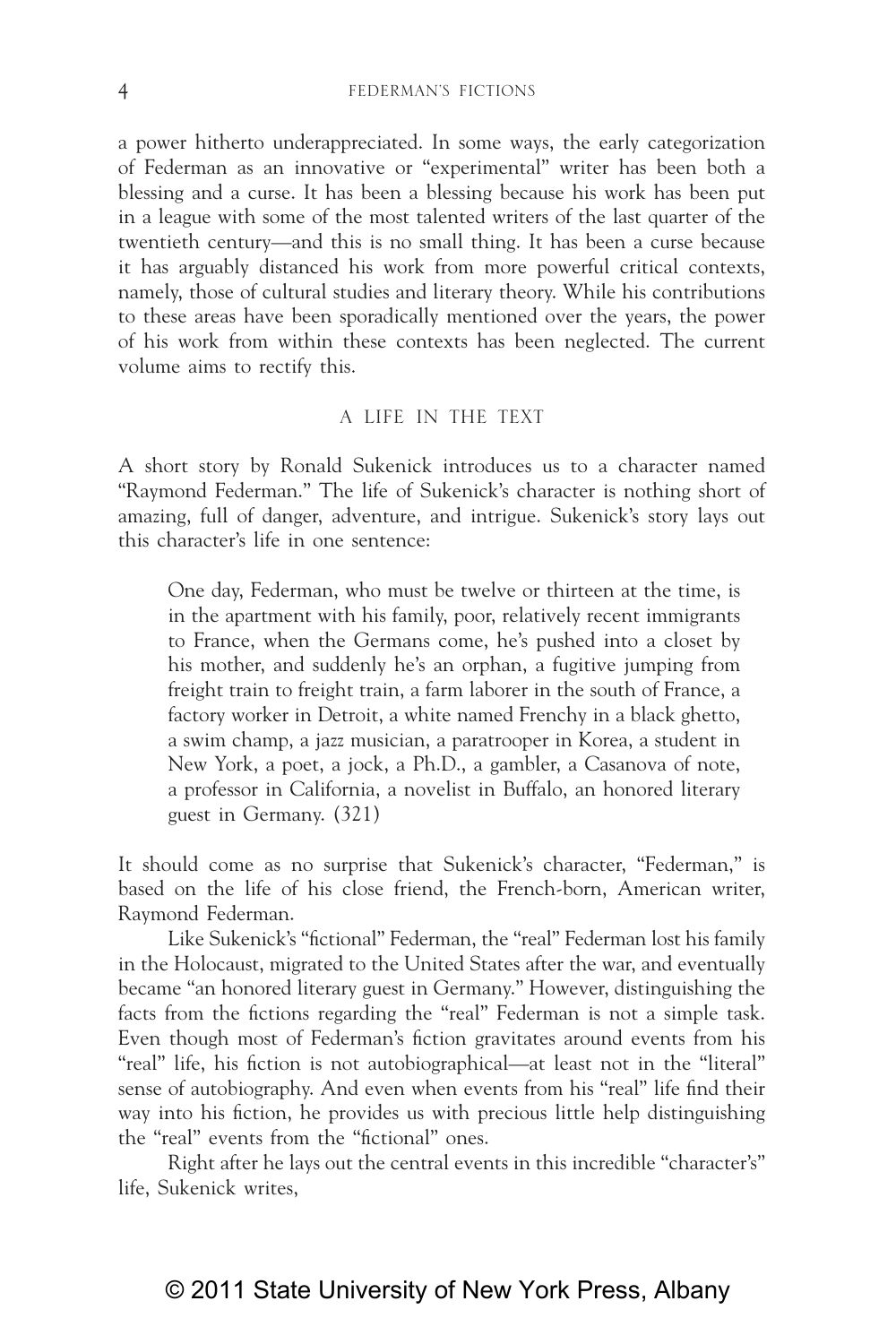a power hitherto underappreciated. In some ways, the early categorization of Federman as an innovative or "experimental" writer has been both a blessing and a curse. It has been a blessing because his work has been put in a league with some of the most talented writers of the last quarter of the twentieth century—and this is no small thing. It has been a curse because it has arguably distanced his work from more powerful critical contexts, namely, those of cultural studies and literary theory. While his contributions to these areas have been sporadically mentioned over the years, the power of his work from within these contexts has been neglected. The current volume aims to rectify this.

## A LIFE IN THE TEXT

A short story by Ronald Sukenick introduces us to a character named "Raymond Federman." The life of Sukenick's character is nothing short of amazing, full of danger, adventure, and intrigue. Sukenick's story lays out this character's life in one sentence:

> One day, Federman, who must be twelve or thirteen at the time, is in the apartment with his family, poor, relatively recent immigrants to France, when the Germans come, he's pushed into a closet by his mother, and suddenly he's an orphan, a fugitive jumping from freight train to freight train, a farm laborer in the south of France, a factory worker in Detroit, a white named Frenchy in a black ghetto, a swim champ, a jazz musician, a paratrooper in Korea, a student in New York, a poet, a jock, a Ph.D., a gambler, a Casanova of note, a professor in California, a novelist in Buffalo, an honored literary guest in Germany. (321)

It should come as no surprise that Sukenick's character, "Federman," is based on the life of his close friend, the French-born, American writer, Raymond Federman.

Like Sukenick's "fictional" Federman, the "real" Federman lost his family in the Holocaust, migrated to the United States after the war, and eventually became "an honored literary guest in Germany." However, distinguishing the facts from the fictions regarding the "real" Federman is not a simple task. Even though most of Federman's fiction gravitates around events from his "real" life, his fiction is not autobiographical—at least not in the "literal" sense of autobiography. And even when events from his "real" life find their way into his fiction, he provides us with precious little help distinguishing the "real" events from the "fictional" ones.

Right after he lays out the central events in this incredible "character's" life, Sukenick writes,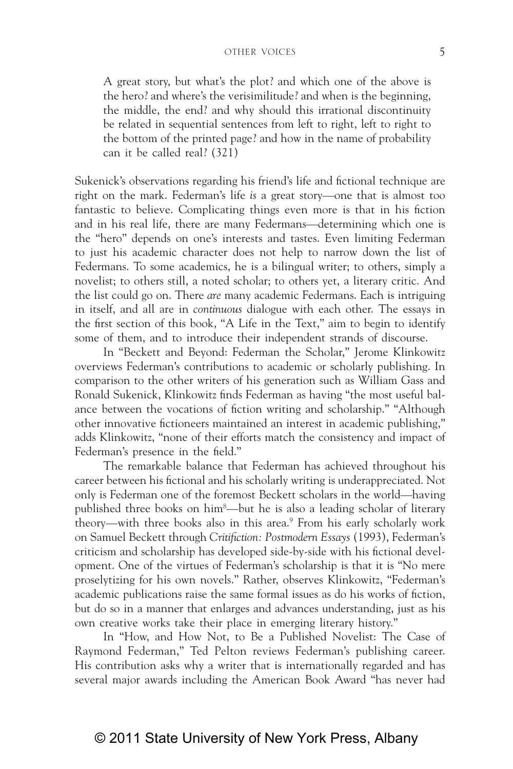> A great story, but what's the plot? and which one of the above is the hero? and where's the verisimilitude? and when is the beginning, the middle, the end? and why should this irrational discontinuity be related in sequential sentences from left to right, left to right to the bottom of the printed page? and how in the name of probability can it be called real? (321)

Sukenick's observations regarding his friend's life and fictional technique are right on the mark. Federman's life *is* a great story—one that is almost too fantastic to believe. Complicating things even more is that in his fiction and in his real life, there are many Federmans—determining which one is the "hero" depends on one's interests and tastes. Even limiting Federman to just his academic character does not help to narrow down the list of Federmans. To some academics, he is a bilingual writer; to others, simply a novelist; to others still, a noted scholar; to others yet, a literary critic. And the list could go on. There *are* many academic Federmans. Each is intriguing in itself, and all are in *continuous* dialogue with each other. The essays in the first section of this book, "A Life in the Text," aim to begin to identify some of them, and to introduce their independent strands of discourse.

In "Beckett and Beyond: Federman the Scholar," Jerome Klinkowitz overviews Federman's contributions to academic or scholarly publishing. In comparison to the other writers of his generation such as William Gass and Ronald Sukenick, Klinkowitz finds Federman as having "the most useful balance between the vocations of fiction writing and scholarship." "Although other innovative fictioneers maintained an interest in academic publishing," adds Klinkowitz, "none of their efforts match the consistency and impact of Federman's presence in the field."

The remarkable balance that Federman has achieved throughout his career between his fictional and his scholarly writing is underappreciated. Not only is Federman one of the foremost Beckett scholars in the world—having published three books on him[8]—but he is also a leading scholar of literary theory—with three books also in this area.[9] From his early scholarly work on Samuel Beckett through *Critifiction: Postmodern Essays* (1993), Federman's criticism and scholarship has developed side-by-side with his fictional development. One of the virtues of Federman's scholarship is that it is "No mere proselytizing for his own novels." Rather, observes Klinkowitz, "Federman's academic publications raise the same formal issues as do his works of fiction, but do so in a manner that enlarges and advances understanding, just as his own creative works take their place in emerging literary history."

In "How, and How Not, to Be a Published Novelist: The Case of Raymond Federman," Ted Pelton reviews Federman's publishing career. His contribution asks why a writer that is internationally regarded and has several major awards including the American Book Award "has never had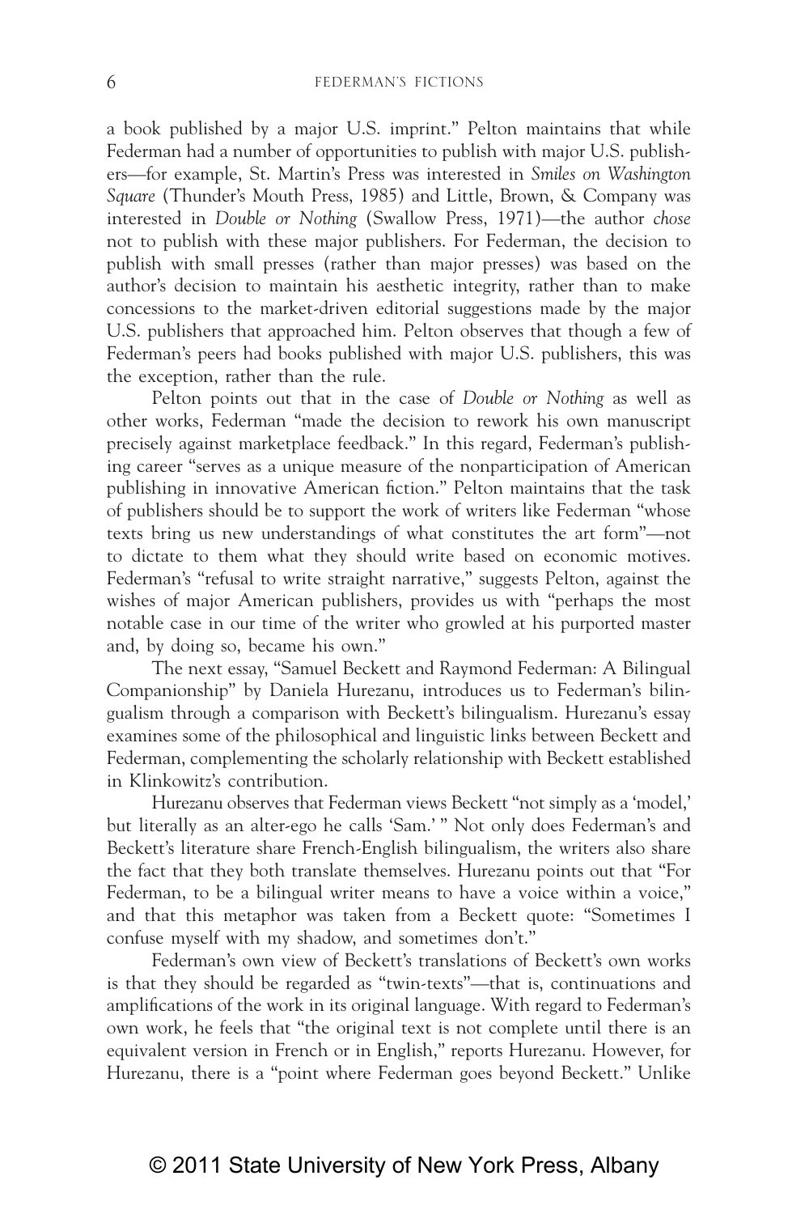a book published by a major U.S. imprint." Pelton maintains that while Federman had a number of opportunities to publish with major U.S. publishers—for example, St. Martin's Press was interested in *Smiles on Washington Square* (Thunder's Mouth Press, 1985) and Little, Brown, & Company was interested in *Double or Nothing* (Swallow Press, 1971)—the author *chose* not to publish with these major publishers. For Federman, the decision to publish with small presses (rather than major presses) was based on the author's decision to maintain his aesthetic integrity, rather than to make concessions to the market-driven editorial suggestions made by the major U.S. publishers that approached him. Pelton observes that though a few of Federman's peers had books published with major U.S. publishers, this was the exception, rather than the rule.

Pelton points out that in the case of *Double or Nothing* as well as other works, Federman "made the decision to rework his own manuscript precisely against marketplace feedback." In this regard, Federman's publishing career "serves as a unique measure of the nonparticipation of American publishing in innovative American fiction." Pelton maintains that the task of publishers should be to support the work of writers like Federman "whose texts bring us new understandings of what constitutes the art form"—not to dictate to them what they should write based on economic motives. Federman's "refusal to write straight narrative," suggests Pelton, against the wishes of major American publishers, provides us with "perhaps the most notable case in our time of the writer who growled at his purported master and, by doing so, became his own."

The next essay, "Samuel Beckett and Raymond Federman: A Bilingual Companionship" by Daniela Hurezanu, introduces us to Federman's bilingualism through a comparison with Beckett's bilingualism. Hurezanu's essay examines some of the philosophical and linguistic links between Beckett and Federman, complementing the scholarly relationship with Beckett established in Klinkowitz's contribution.

Hurezanu observes that Federman views Beckett "not simply as a 'model,' but literally as an alter-ego he calls 'Sam.' " Not only does Federman's and Beckett's literature share French-English bilingualism, the writers also share the fact that they both translate themselves. Hurezanu points out that "For Federman, to be a bilingual writer means to have a voice within a voice," and that this metaphor was taken from a Beckett quote: "Sometimes I confuse myself with my shadow, and sometimes don't."

Federman's own view of Beckett's translations of Beckett's own works is that they should be regarded as "twin-texts"—that is, continuations and amplifications of the work in its original language. With regard to Federman's own work, he feels that "the original text is not complete until there is an equivalent version in French or in English," reports Hurezanu. However, for Hurezanu, there is a "point where Federman goes beyond Beckett." Unlike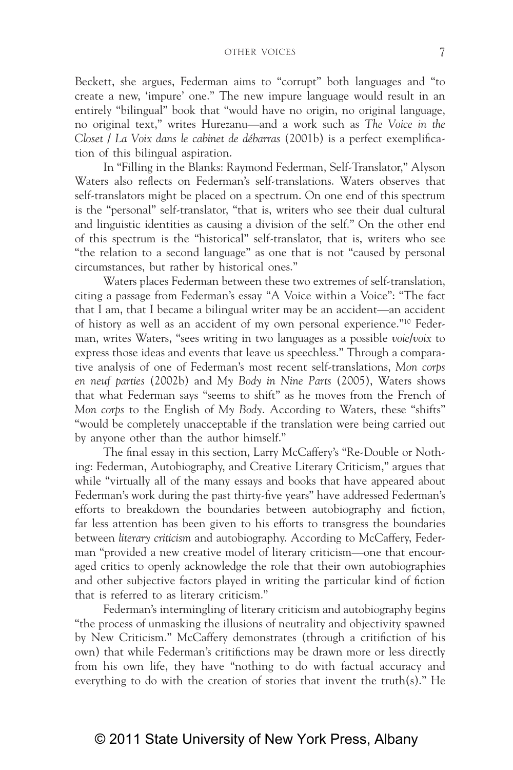Beckett, she argues, Federman aims to "corrupt" both languages and "to create a new, 'impure' one." The new impure language would result in an entirely "bilingual" book that "would have no origin, no original language, no original text," writes Hurezanu—and a work such as *The Voice in the Closet / La Voix dans le cabinet de débarras* (2001b) is a perfect exemplification of this bilingual aspiration.

In "Filling in the Blanks: Raymond Federman, Self-Translator," Alyson Waters also reflects on Federman's self-translations. Waters observes that self-translators might be placed on a spectrum. On one end of this spectrum is the "personal" self-translator, "that is, writers who see their dual cultural and linguistic identities as causing a division of the self." On the other end of this spectrum is the "historical" self-translator, that is, writers who see "the relation to a second language" as one that is not "caused by personal circumstances, but rather by historical ones."

Waters places Federman between these two extremes of self-translation, citing a passage from Federman's essay "A Voice within a Voice": "The fact that I am, that I became a bilingual writer may be an accident—an accident of history as well as an accident of my own personal experience."[10] Federman, writes Waters, "sees writing in two languages as a possible *voie/voix* to express those ideas and events that leave us speechless." Through a comparative analysis of one of Federman's most recent self-translations, *Mon corps en neuf parties* (2002b) and *My Body in Nine Parts* (2005), Waters shows that what Federman says "seems to shift" as he moves from the French of *Mon corps* to the English of *My Body*. According to Waters, these "shifts" "would be completely unacceptable if the translation were being carried out by anyone other than the author himself."

The final essay in this section, Larry McCaffery's "Re-Double or Nothing: Federman, Autobiography, and Creative Literary Criticism," argues that while "virtually all of the many essays and books that have appeared about Federman's work during the past thirty-five years" have addressed Federman's efforts to breakdown the boundaries between autobiography and fiction, far less attention has been given to his efforts to transgress the boundaries between *literary criticism* and autobiography. According to McCaffery, Federman "provided a new creative model of literary criticism—one that encouraged critics to openly acknowledge the role that their own autobiographies and other subjective factors played in writing the particular kind of fiction that is referred to as literary criticism."

Federman's intermingling of literary criticism and autobiography begins "the process of unmasking the illusions of neutrality and objectivity spawned by New Criticism." McCaffery demonstrates (through a critifiction of his own) that while Federman's critifictions may be drawn more or less directly from his own life, they have "nothing to do with factual accuracy and everything to do with the creation of stories that invent the truth(s)." He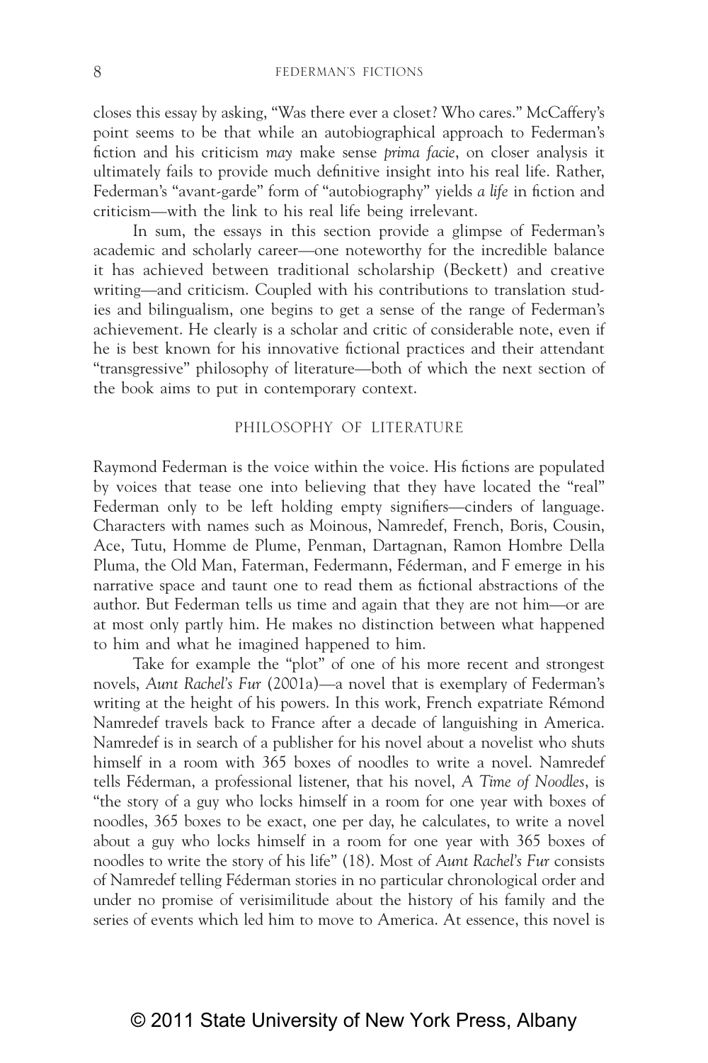closes this essay by asking, "Was there ever a closet? Who cares." McCaffery's point seems to be that while an autobiographical approach to Federman's fiction and his criticism *may* make sense *prima facie*, on closer analysis it ultimately fails to provide much definitive insight into his real life. Rather, Federman's "avant-garde" form of "autobiography" yields *a life* in fiction and criticism—with the link to his real life being irrelevant.

In sum, the essays in this section provide a glimpse of Federman's academic and scholarly career—one noteworthy for the incredible balance it has achieved between traditional scholarship (Beckett) and creative writing—and criticism. Coupled with his contributions to translation studies and bilingualism, one begins to get a sense of the range of Federman's achievement. He clearly is a scholar and critic of considerable note, even if he is best known for his innovative fictional practices and their attendant "transgressive" philosophy of literature—both of which the next section of the book aims to put in contemporary context.

## PHILOSOPHY OF LITERATURE

Raymond Federman is the voice within the voice. His fictions are populated by voices that tease one into believing that they have located the "real" Federman only to be left holding empty signifiers—cinders of language. Characters with names such as Moinous, Namredef, French, Boris, Cousin, Ace, Tutu, Homme de Plume, Penman, Dartagnan, Ramon Hombre Della Pluma, the Old Man, Faterman, Federmann, Féderman, and F emerge in his narrative space and taunt one to read them as fictional abstractions of the author. But Federman tells us time and again that they are not him—or are at most only partly him. He makes no distinction between what happened to him and what he imagined happened to him.

Take for example the "plot" of one of his more recent and strongest novels, *Aunt Rachel's Fur* (2001a)—a novel that is exemplary of Federman's writing at the height of his powers. In this work, French expatriate Rémond Namredef travels back to France after a decade of languishing in America. Namredef is in search of a publisher for his novel about a novelist who shuts himself in a room with 365 boxes of noodles to write a novel. Namredef tells Féderman, a professional listener, that his novel, *A Time of Noodles*, is "the story of a guy who locks himself in a room for one year with boxes of noodles, 365 boxes to be exact, one per day, he calculates, to write a novel about a guy who locks himself in a room for one year with 365 boxes of noodles to write the story of his life" (18). Most of *Aunt Rachel's Fur* consists of Namredef telling Féderman stories in no particular chronological order and under no promise of verisimilitude about the history of his family and the series of events which led him to move to America. At essence, this novel is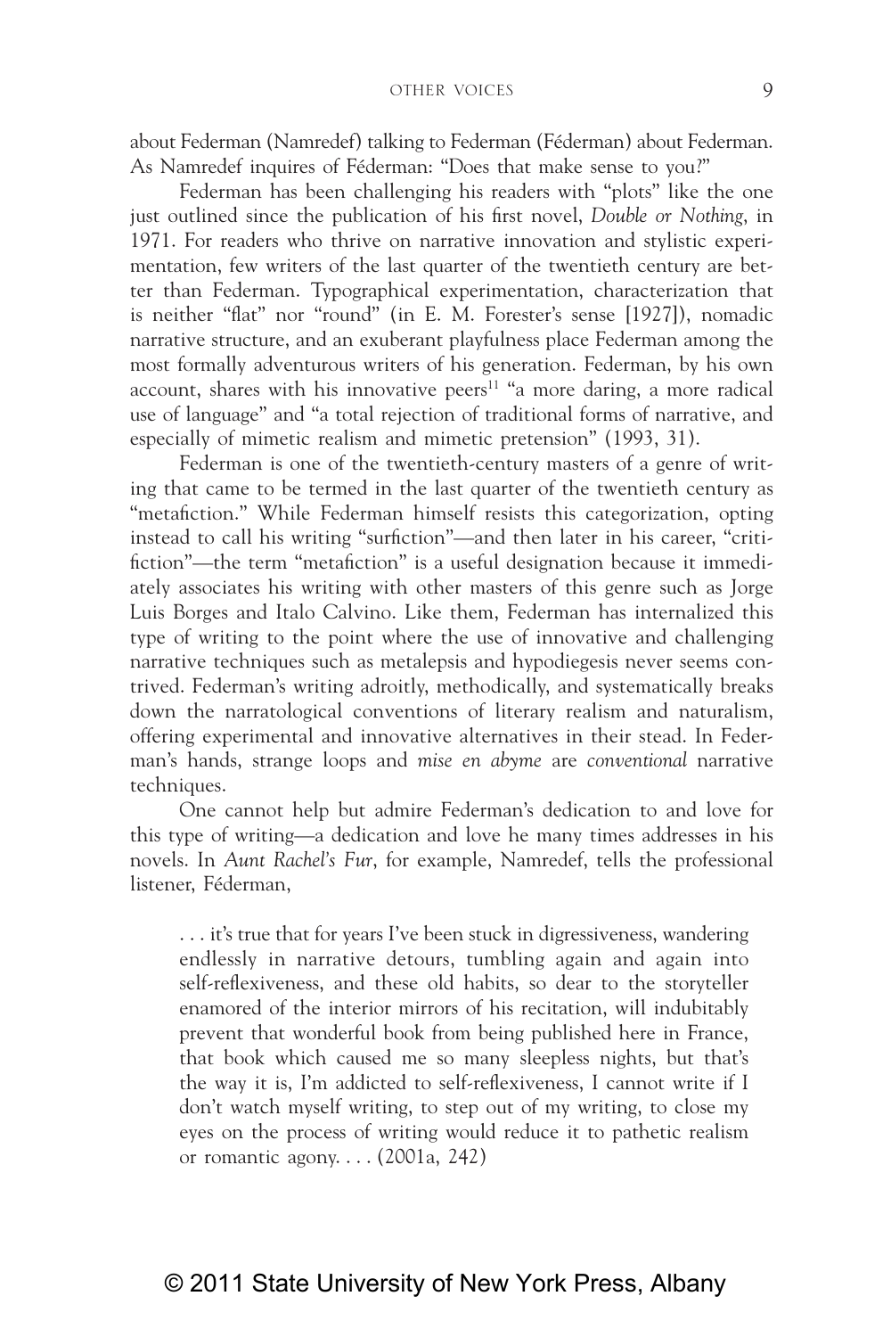about Federman (Namredef) talking to Federman (Féderman) about Federman. As Namredef inquires of Féderman: "Does that make sense to you?"

Federman has been challenging his readers with "plots" like the one just outlined since the publication of his first novel, *Double or Nothing*, in 1971. For readers who thrive on narrative innovation and stylistic experimentation, few writers of the last quarter of the twentieth century are better than Federman. Typographical experimentation, characterization that is neither "flat" nor "round" (in E. M. Forester's sense [1927]), nomadic narrative structure, and an exuberant playfulness place Federman among the most formally adventurous writers of his generation. Federman, by his own account, shares with his innovative peers[11] "a more daring, a more radical use of language" and "a total rejection of traditional forms of narrative, and especially of mimetic realism and mimetic pretension" (1993, 31).

Federman is one of the twentieth-century masters of a genre of writing that came to be termed in the last quarter of the twentieth century as "metafiction." While Federman himself resists this categorization, opting instead to call his writing "surfiction"—and then later in his career, "critifiction"—the term "metafiction" is a useful designation because it immediately associates his writing with other masters of this genre such as Jorge Luis Borges and Italo Calvino. Like them, Federman has internalized this type of writing to the point where the use of innovative and challenging narrative techniques such as metalepsis and hypodiegesis never seems contrived. Federman's writing adroitly, methodically, and systematically breaks down the narratological conventions of literary realism and naturalism, offering experimental and innovative alternatives in their stead. In Federman's hands, strange loops and *mise en abyme* are *conventional* narrative techniques.

One cannot help but admire Federman's dedication to and love for this type of writing—a dedication and love he many times addresses in his novels. In *Aunt Rachel's Fur*, for example, Namredef, tells the professional listener, Féderman,

> . . . it's true that for years I've been stuck in digressiveness, wandering endlessly in narrative detours, tumbling again and again into self-reflexiveness, and these old habits, so dear to the storyteller enamored of the interior mirrors of his recitation, will indubitably prevent that wonderful book from being published here in France, that book which caused me so many sleepless nights, but that's the way it is, I'm addicted to self-reflexiveness, I cannot write if I don't watch myself writing, to step out of my writing, to close my eyes on the process of writing would reduce it to pathetic realism or romantic agony. . . . (2001a, 242)

© 2011 State University of New York Press, Albany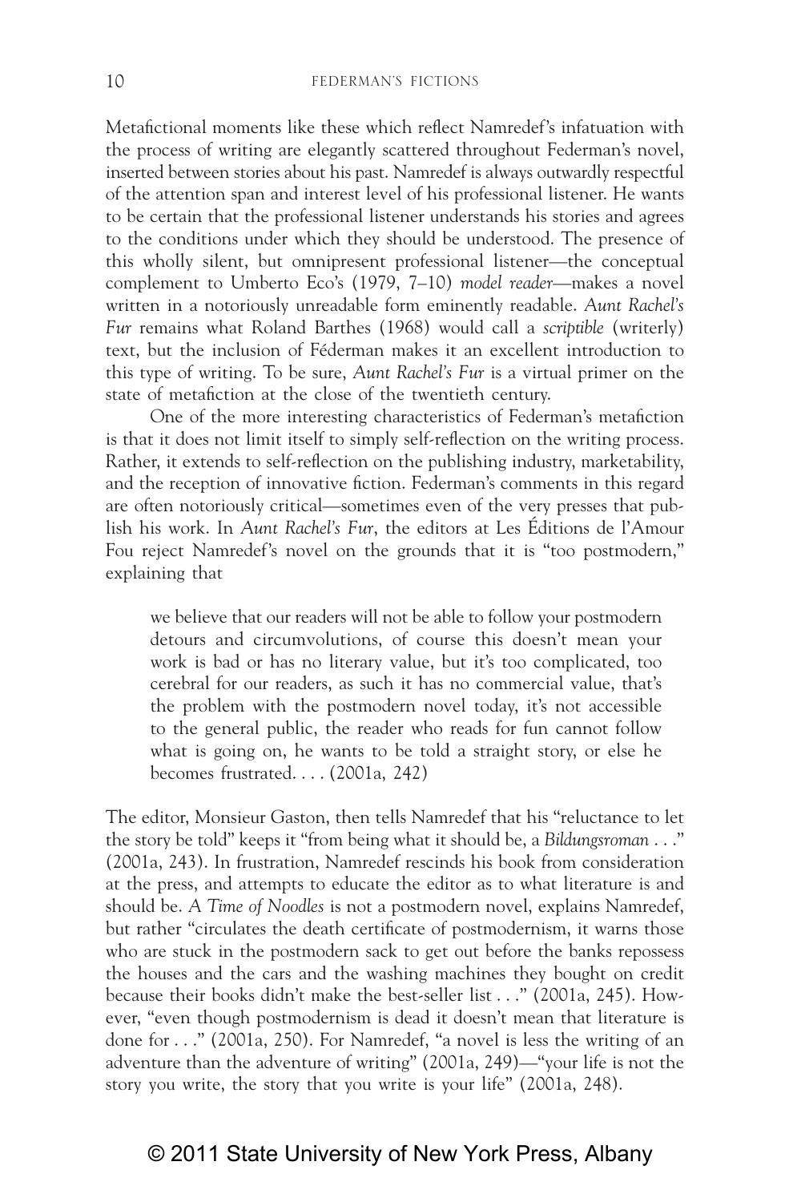Metafictional moments like these which reflect Namredef's infatuation with the process of writing are elegantly scattered throughout Federman's novel, inserted between stories about his past. Namredef is always outwardly respectful of the attention span and interest level of his professional listener. He wants to be certain that the professional listener understands his stories and agrees to the conditions under which they should be understood. The presence of this wholly silent, but omnipresent professional listener—the conceptual complement to Umberto Eco's (1979, 7–10) *model reader*—makes a novel written in a notoriously unreadable form eminently readable. *Aunt Rachel's Fur* remains what Roland Barthes (1968) would call a *scriptible* (writerly) text, but the inclusion of Féderman makes it an excellent introduction to this type of writing. To be sure, *Aunt Rachel's Fur* is a virtual primer on the state of metafiction at the close of the twentieth century.

One of the more interesting characteristics of Federman's metafiction is that it does not limit itself to simply self-reflection on the writing process. Rather, it extends to self-reflection on the publishing industry, marketability, and the reception of innovative fiction. Federman's comments in this regard are often notoriously critical—sometimes even of the very presses that publish his work. In *Aunt Rachel's Fur*, the editors at Les Éditions de l'Amour Fou reject Namredef's novel on the grounds that it is "too postmodern," explaining that

> we believe that our readers will not be able to follow your postmodern detours and circumvolutions, of course this doesn't mean your work is bad or has no literary value, but it's too complicated, too cerebral for our readers, as such it has no commercial value, that's the problem with the postmodern novel today, it's not accessible to the general public, the reader who reads for fun cannot follow what is going on, he wants to be told a straight story, or else he becomes frustrated. . . . (2001a, 242)

The editor, Monsieur Gaston, then tells Namredef that his "reluctance to let the story be told" keeps it "from being what it should be, a *Bildungsroman* . . ." (2001a, 243). In frustration, Namredef rescinds his book from consideration at the press, and attempts to educate the editor as to what literature is and should be. *A Time of Noodles* is not a postmodern novel, explains Namredef, but rather "circulates the death certificate of postmodernism, it warns those who are stuck in the postmodern sack to get out before the banks repossess the houses and the cars and the washing machines they bought on credit because their books didn't make the best-seller list . . ." (2001a, 245). However, "even though postmodernism is dead it doesn't mean that literature is done for . . ." (2001a, 250). For Namredef, "a novel is less the writing of an adventure than the adventure of writing" (2001a, 249)—"your life is not the story you write, the story that you write is your life" (2001a, 248).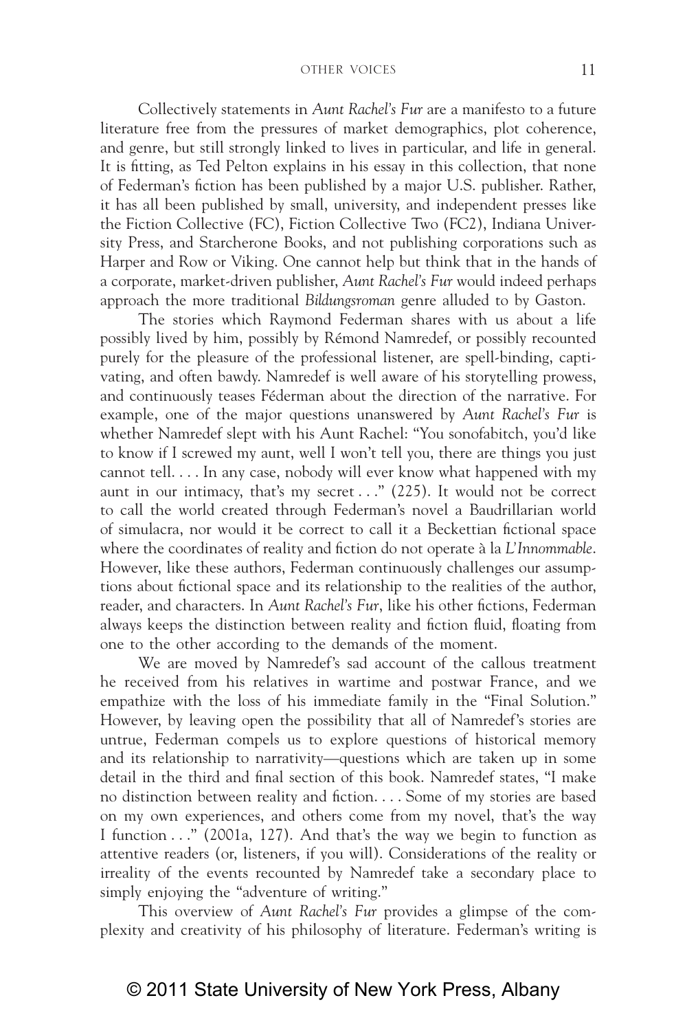Collectively statements in *Aunt Rachel's Fur* are a manifesto to a future literature free from the pressures of market demographics, plot coherence, and genre, but still strongly linked to lives in particular, and life in general. It is fitting, as Ted Pelton explains in his essay in this collection, that none of Federman's fiction has been published by a major U.S. publisher. Rather, it has all been published by small, university, and independent presses like the Fiction Collective (FC), Fiction Collective Two (FC2), Indiana University Press, and Starcherone Books, and not publishing corporations such as Harper and Row or Viking. One cannot help but think that in the hands of a corporate, market-driven publisher, *Aunt Rachel's Fur* would indeed perhaps approach the more traditional *Bildungsroman* genre alluded to by Gaston.

The stories which Raymond Federman shares with us about a life possibly lived by him, possibly by Rémond Namredef, or possibly recounted purely for the pleasure of the professional listener, are spell-binding, captivating, and often bawdy. Namredef is well aware of his storytelling prowess, and continuously teases Féderman about the direction of the narrative. For example, one of the major questions unanswered by *Aunt Rachel's Fur* is whether Namredef slept with his Aunt Rachel: "You sonofabitch, you'd like to know if I screwed my aunt, well I won't tell you, there are things you just cannot tell. . . . In any case, nobody will ever know what happened with my aunt in our intimacy, that's my secret . . ." (225). It would not be correct to call the world created through Federman's novel a Baudrillarian world of simulacra, nor would it be correct to call it a Beckettian fictional space where the coordinates of reality and fiction do not operate à la *L'Innommable*. However, like these authors, Federman continuously challenges our assumptions about fictional space and its relationship to the realities of the author, reader, and characters. In *Aunt Rachel's Fur*, like his other fictions, Federman always keeps the distinction between reality and fiction fluid, floating from one to the other according to the demands of the moment.

We are moved by Namredef's sad account of the callous treatment he received from his relatives in wartime and postwar France, and we empathize with the loss of his immediate family in the "Final Solution." However, by leaving open the possibility that all of Namredef's stories are untrue, Federman compels us to explore questions of historical memory and its relationship to narrativity—questions which are taken up in some detail in the third and final section of this book. Namredef states, "I make no distinction between reality and fiction. . . . Some of my stories are based on my own experiences, and others come from my novel, that's the way I function . . ." (2001a, 127). And that's the way we begin to function as attentive readers (or, listeners, if you will). Considerations of the reality or irreality of the events recounted by Namredef take a secondary place to simply enjoying the "adventure of writing."

This overview of *Aunt Rachel's Fur* provides a glimpse of the complexity and creativity of his philosophy of literature. Federman's writing is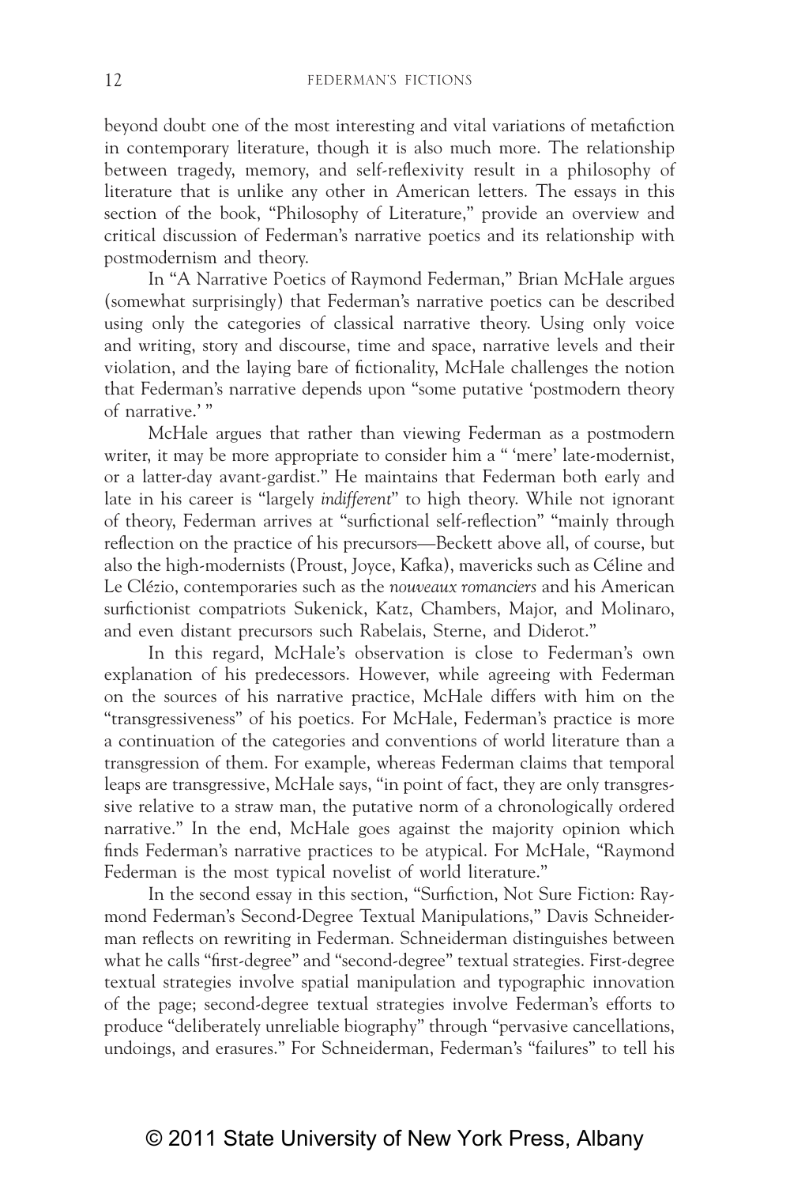beyond doubt one of the most interesting and vital variations of metafiction in contemporary literature, though it is also much more. The relationship between tragedy, memory, and self-reflexivity result in a philosophy of literature that is unlike any other in American letters. The essays in this section of the book, "Philosophy of Literature," provide an overview and critical discussion of Federman's narrative poetics and its relationship with postmodernism and theory.

In "A Narrative Poetics of Raymond Federman," Brian McHale argues (somewhat surprisingly) that Federman's narrative poetics can be described using only the categories of classical narrative theory. Using only voice and writing, story and discourse, time and space, narrative levels and their violation, and the laying bare of fictionality, McHale challenges the notion that Federman's narrative depends upon "some putative 'postmodern theory of narrative.' "

McHale argues that rather than viewing Federman as a postmodern writer, it may be more appropriate to consider him a " 'mere' late-modernist, or a latter-day avant-gardist." He maintains that Federman both early and late in his career is "largely *indifferent*" to high theory. While not ignorant of theory, Federman arrives at "surfictional self-reflection" "mainly through reflection on the practice of his precursors—Beckett above all, of course, but also the high-modernists (Proust, Joyce, Kafka), mavericks such as Céline and Le Clézio, contemporaries such as the *nouveaux romanciers* and his American surfictionist compatriots Sukenick, Katz, Chambers, Major, and Molinaro, and even distant precursors such Rabelais, Sterne, and Diderot."

In this regard, McHale's observation is close to Federman's own explanation of his predecessors. However, while agreeing with Federman on the sources of his narrative practice, McHale differs with him on the "transgressiveness" of his poetics. For McHale, Federman's practice is more a continuation of the categories and conventions of world literature than a transgression of them. For example, whereas Federman claims that temporal leaps are transgressive, McHale says, "in point of fact, they are only transgressive relative to a straw man, the putative norm of a chronologically ordered narrative." In the end, McHale goes against the majority opinion which finds Federman's narrative practices to be atypical. For McHale, "Raymond Federman is the most typical novelist of world literature."

In the second essay in this section, "Surfiction, Not Sure Fiction: Raymond Federman's Second-Degree Textual Manipulations," Davis Schneiderman reflects on rewriting in Federman. Schneiderman distinguishes between what he calls "first-degree" and "second-degree" textual strategies. First-degree textual strategies involve spatial manipulation and typographic innovation of the page; second-degree textual strategies involve Federman's efforts to produce "deliberately unreliable biography" through "pervasive cancellations, undoings, and erasures." For Schneiderman, Federman's "failures" to tell his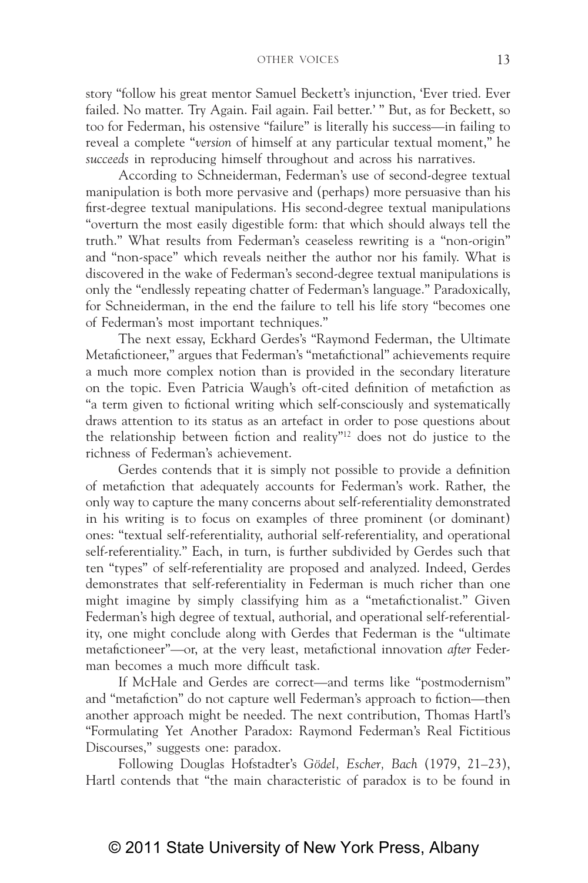story "follow his great mentor Samuel Beckett's injunction, 'Ever tried. Ever failed. No matter. Try Again. Fail again. Fail better.' " But, as for Beckett, so too for Federman, his ostensive "failure" is literally his success—in failing to reveal a complete "*version* of himself at any particular textual moment," he *succeeds* in reproducing himself throughout and across his narratives.

According to Schneiderman, Federman's use of second-degree textual manipulation is both more pervasive and (perhaps) more persuasive than his first-degree textual manipulations. His second-degree textual manipulations "overturn the most easily digestible form: that which should always tell the truth." What results from Federman's ceaseless rewriting is a "non-origin" and "non-space" which reveals neither the author nor his family. What is discovered in the wake of Federman's second-degree textual manipulations is only the "endlessly repeating chatter of Federman's language." Paradoxically, for Schneiderman, in the end the failure to tell his life story "becomes one of Federman's most important techniques."

The next essay, Eckhard Gerdes's "Raymond Federman, the Ultimate Metafictioneer," argues that Federman's "metafictional" achievements require a much more complex notion than is provided in the secondary literature on the topic. Even Patricia Waugh's oft-cited definition of metafiction as "a term given to fictional writing which self-consciously and systematically draws attention to its status as an artefact in order to pose questions about the relationship between fiction and reality"[12] does not do justice to the richness of Federman's achievement.

Gerdes contends that it is simply not possible to provide a definition of metafiction that adequately accounts for Federman's work. Rather, the only way to capture the many concerns about self-referentiality demonstrated in his writing is to focus on examples of three prominent (or dominant) ones: "textual self-referentiality, authorial self-referentiality, and operational self-referentiality." Each, in turn, is further subdivided by Gerdes such that ten "types" of self-referentiality are proposed and analyzed. Indeed, Gerdes demonstrates that self-referentiality in Federman is much richer than one might imagine by simply classifying him as a "metafictionalist." Given Federman's high degree of textual, authorial, and operational self-referentiality, one might conclude along with Gerdes that Federman is the "ultimate metafictioneer"—or, at the very least, metafictional innovation *after* Federman becomes a much more difficult task.

If McHale and Gerdes are correct—and terms like "postmodernism" and "metafiction" do not capture well Federman's approach to fiction—then another approach might be needed. The next contribution, Thomas Hartl's "Formulating Yet Another Paradox: Raymond Federman's Real Fictitious Discourses," suggests one: paradox.

Following Douglas Hofstadter's *Gödel, Escher, Bach* (1979, 21–23), Hartl contends that "the main characteristic of paradox is to be found in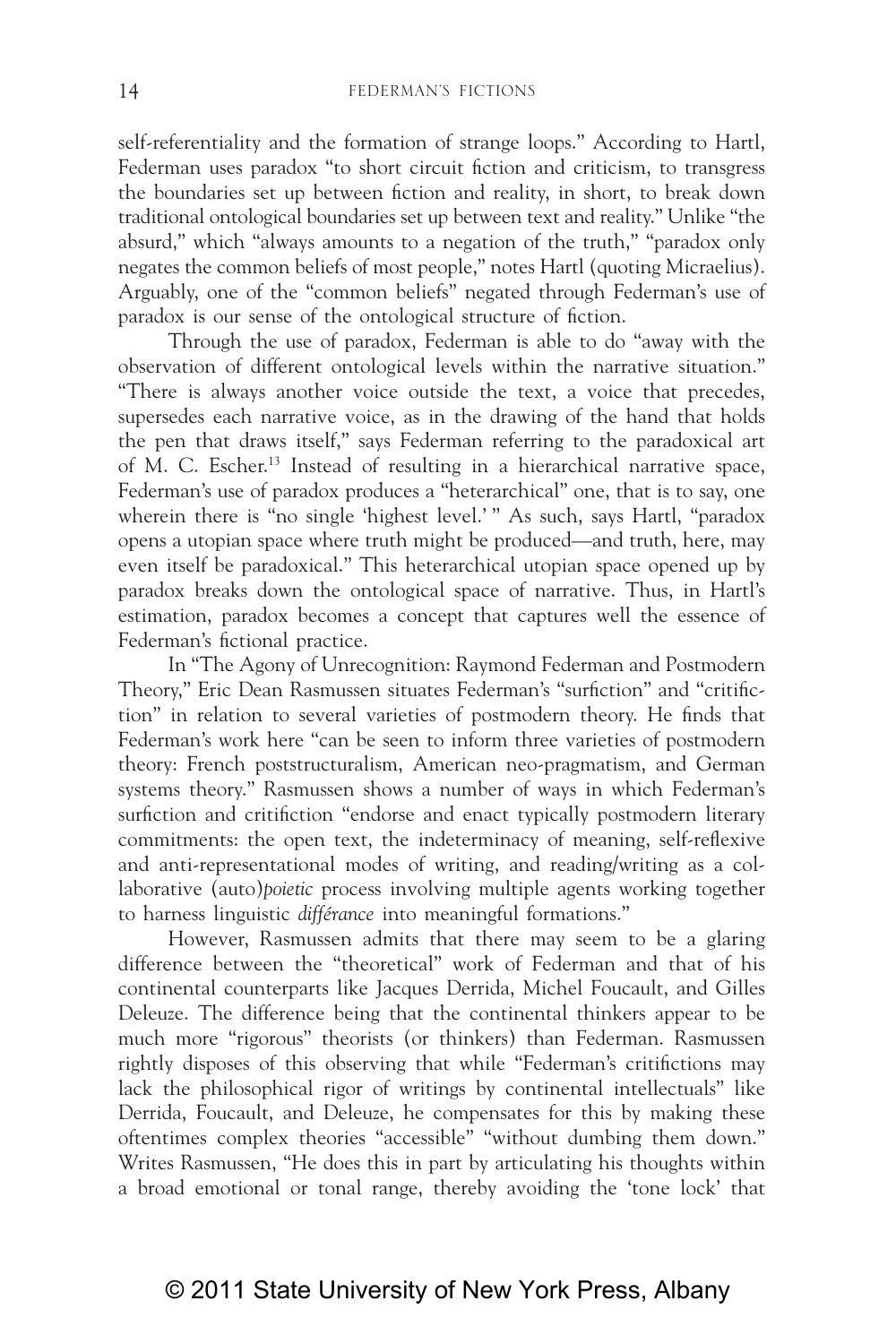self-referentiality and the formation of strange loops." According to Hartl, Federman uses paradox "to short circuit fiction and criticism, to transgress the boundaries set up between fiction and reality, in short, to break down traditional ontological boundaries set up between text and reality." Unlike "the absurd," which "always amounts to a negation of the truth," "paradox only negates the common beliefs of most people," notes Hartl (quoting Micraelius). Arguably, one of the "common beliefs" negated through Federman's use of paradox is our sense of the ontological structure of fiction.

Through the use of paradox, Federman is able to do "away with the observation of different ontological levels within the narrative situation." "There is always another voice outside the text, a voice that precedes, supersedes each narrative voice, as in the drawing of the hand that holds the pen that draws itself," says Federman referring to the paradoxical art of M. C. Escher.[13] Instead of resulting in a hierarchical narrative space, Federman's use of paradox produces a "heterarchical" one, that is to say, one wherein there is "no single 'highest level.' " As such, says Hartl, "paradox opens a utopian space where truth might be produced—and truth, here, may even itself be paradoxical." This heterarchical utopian space opened up by paradox breaks down the ontological space of narrative. Thus, in Hartl's estimation, paradox becomes a concept that captures well the essence of Federman's fictional practice.

In "The Agony of Unrecognition: Raymond Federman and Postmodern Theory," Eric Dean Rasmussen situates Federman's "surfiction" and "critifiction" in relation to several varieties of postmodern theory. He finds that Federman's work here "can be seen to inform three varieties of postmodern theory: French poststructuralism, American neo-pragmatism, and German systems theory." Rasmussen shows a number of ways in which Federman's surfiction and critifiction "endorse and enact typically postmodern literary commitments: the open text, the indeterminacy of meaning, self-reflexive and anti-representational modes of writing, and reading/writing as a collaborative (auto)*poietic* process involving multiple agents working together to harness linguistic *différance* into meaningful formations."

However, Rasmussen admits that there may seem to be a glaring difference between the "theoretical" work of Federman and that of his continental counterparts like Jacques Derrida, Michel Foucault, and Gilles Deleuze. The difference being that the continental thinkers appear to be much more "rigorous" theorists (or thinkers) than Federman. Rasmussen rightly disposes of this observing that while "Federman's critifictions may lack the philosophical rigor of writings by continental intellectuals" like Derrida, Foucault, and Deleuze, he compensates for this by making these oftentimes complex theories "accessible" "without dumbing them down." Writes Rasmussen, "He does this in part by articulating his thoughts within a broad emotional or tonal range, thereby avoiding the 'tone lock' that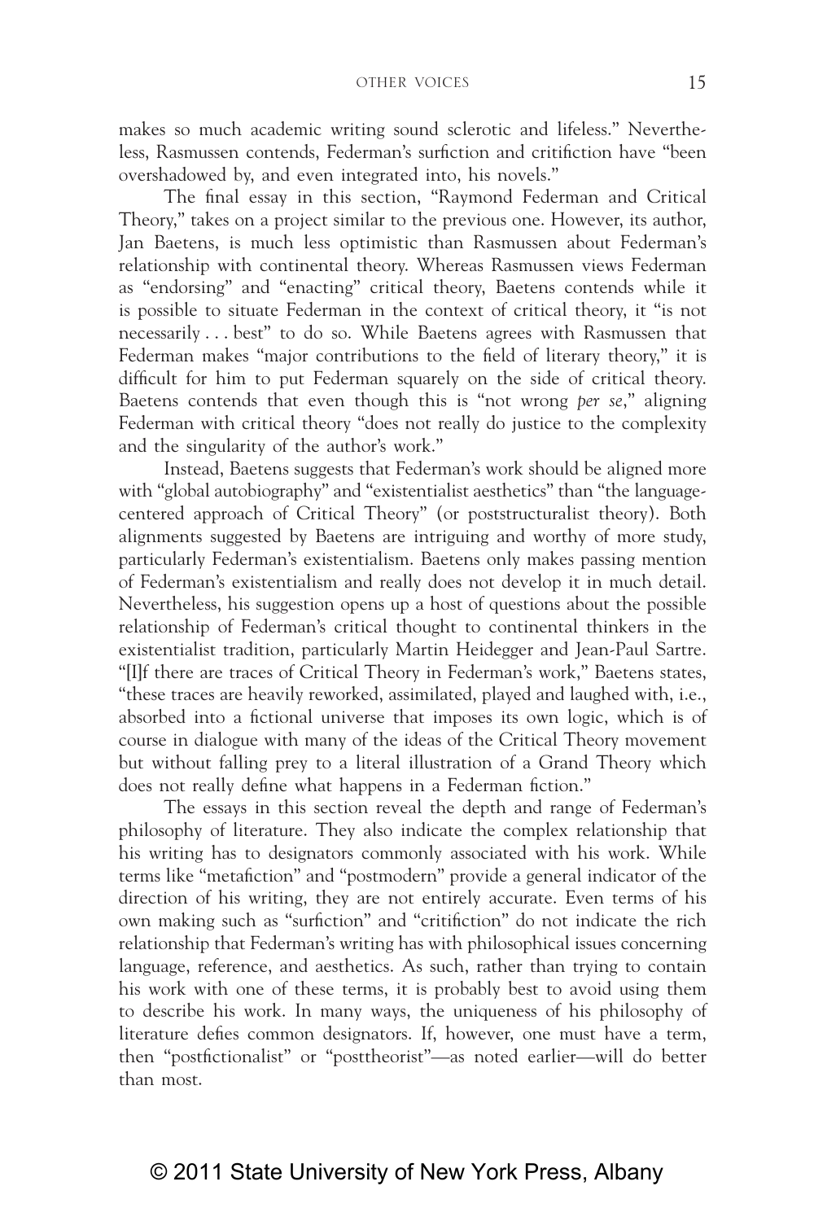makes so much academic writing sound sclerotic and lifeless." Nevertheless, Rasmussen contends, Federman's surfiction and critifiction have "been overshadowed by, and even integrated into, his novels."

The final essay in this section, "Raymond Federman and Critical Theory," takes on a project similar to the previous one. However, its author, Jan Baetens, is much less optimistic than Rasmussen about Federman's relationship with continental theory. Whereas Rasmussen views Federman as "endorsing" and "enacting" critical theory, Baetens contends while it is possible to situate Federman in the context of critical theory, it "is not necessarily . . . best" to do so. While Baetens agrees with Rasmussen that Federman makes "major contributions to the field of literary theory," it is difficult for him to put Federman squarely on the side of critical theory. Baetens contends that even though this is "not wrong *per se*," aligning Federman with critical theory "does not really do justice to the complexity and the singularity of the author's work."

Instead, Baetens suggests that Federman's work should be aligned more with "global autobiography" and "existentialist aesthetics" than "the language-centered approach of Critical Theory" (or poststructuralist theory). Both alignments suggested by Baetens are intriguing and worthy of more study, particularly Federman's existentialism. Baetens only makes passing mention of Federman's existentialism and really does not develop it in much detail. Nevertheless, his suggestion opens up a host of questions about the possible relationship of Federman's critical thought to continental thinkers in the existentialist tradition, particularly Martin Heidegger and Jean-Paul Sartre. "[I]f there are traces of Critical Theory in Federman's work," Baetens states, "these traces are heavily reworked, assimilated, played and laughed with, i.e., absorbed into a fictional universe that imposes its own logic, which is of course in dialogue with many of the ideas of the Critical Theory movement but without falling prey to a literal illustration of a Grand Theory which does not really define what happens in a Federman fiction."

The essays in this section reveal the depth and range of Federman's philosophy of literature. They also indicate the complex relationship that his writing has to designators commonly associated with his work. While terms like "metafiction" and "postmodern" provide a general indicator of the direction of his writing, they are not entirely accurate. Even terms of his own making such as "surfiction" and "critifiction" do not indicate the rich relationship that Federman's writing has with philosophical issues concerning language, reference, and aesthetics. As such, rather than trying to contain his work with one of these terms, it is probably best to avoid using them to describe his work. In many ways, the uniqueness of his philosophy of literature defies common designators. If, however, one must have a term, then "postfictionalist" or "posttheorist"—as noted earlier—will do better than most.

© 2011 State University of New York Press, Albany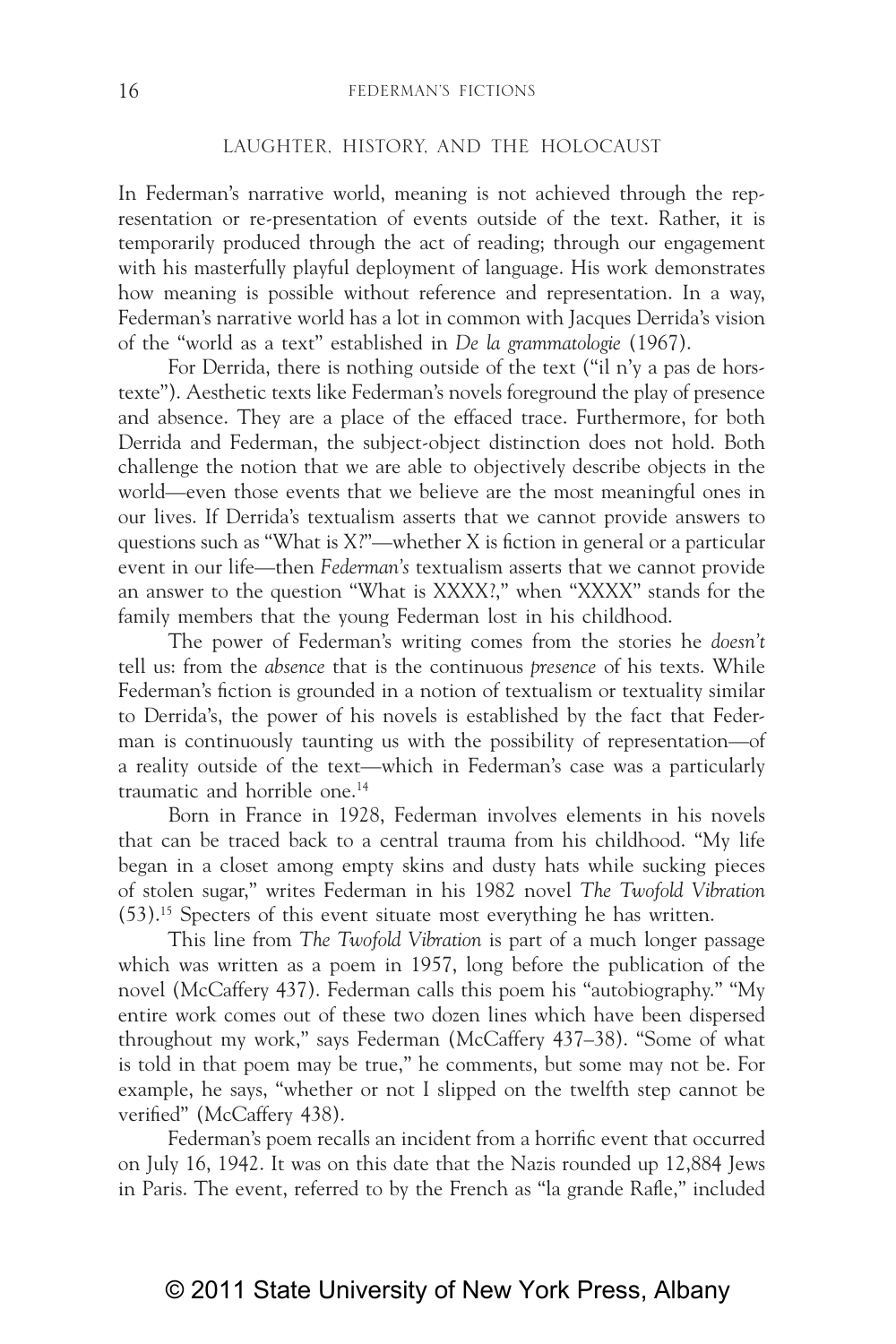## LAUGHTER, HISTORY, AND THE HOLOCAUST

In Federman's narrative world, meaning is not achieved through the representation or re-presentation of events outside of the text. Rather, it is temporarily produced through the act of reading; through our engagement with his masterfully playful deployment of language. His work demonstrates how meaning is possible without reference and representation. In a way, Federman's narrative world has a lot in common with Jacques Derrida's vision of the "world as a text" established in *De la grammatologie* (1967).

For Derrida, there is nothing outside of the text ("il n'y a pas de hors-texte"). Aesthetic texts like Federman's novels foreground the play of presence and absence. They are a place of the effaced trace. Furthermore, for both Derrida and Federman, the subject-object distinction does not hold. Both challenge the notion that we are able to objectively describe objects in the world—even those events that we believe are the most meaningful ones in our lives. If Derrida's textualism asserts that we cannot provide answers to questions such as "What is X?"—whether X is fiction in general or a particular event in our life—then *Federman's* textualism asserts that we cannot provide an answer to the question "What is XXXX?," when "XXXX" stands for the family members that the young Federman lost in his childhood.

The power of Federman's writing comes from the stories he *doesn't* tell us: from the *absence* that is the continuous *presence* of his texts. While Federman's fiction is grounded in a notion of textualism or textuality similar to Derrida's, the power of his novels is established by the fact that Federman is continuously taunting us with the possibility of representation—of a reality outside of the text—which in Federman's case was a particularly traumatic and horrible one.[14]

Born in France in 1928, Federman involves elements in his novels that can be traced back to a central trauma from his childhood. "My life began in a closet among empty skins and dusty hats while sucking pieces of stolen sugar," writes Federman in his 1982 novel *The Twofold Vibration* (53).[15] Specters of this event situate most everything he has written.

This line from *The Twofold Vibration* is part of a much longer passage which was written as a poem in 1957, long before the publication of the novel (McCaffery 437). Federman calls this poem his "autobiography." "My entire work comes out of these two dozen lines which have been dispersed throughout my work," says Federman (McCaffery 437–38). "Some of what is told in that poem may be true," he comments, but some may not be. For example, he says, "whether or not I slipped on the twelfth step cannot be verified" (McCaffery 438).

Federman's poem recalls an incident from a horrific event that occurred on July 16, 1942. It was on this date that the Nazis rounded up 12,884 Jews in Paris. The event, referred to by the French as "la grande Rafle," included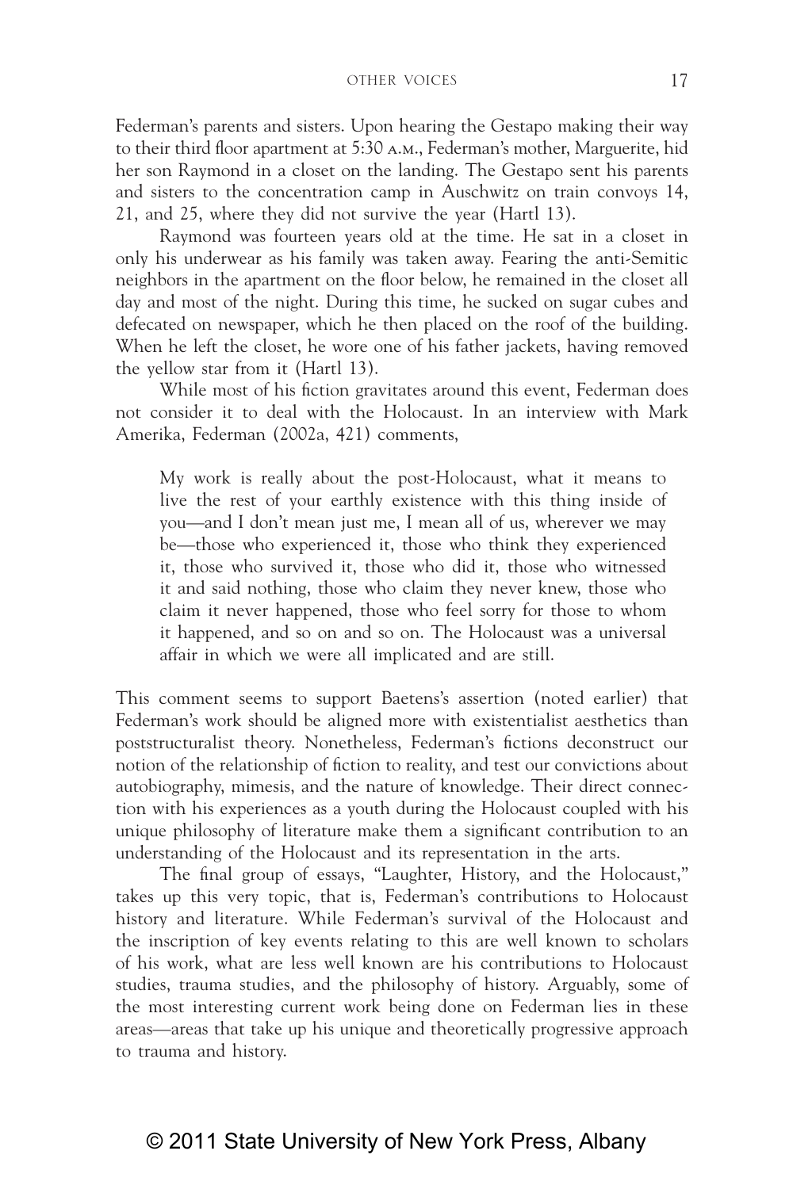Federman's parents and sisters. Upon hearing the Gestapo making their way to their third floor apartment at 5:30 A.M., Federman's mother, Marguerite, hid her son Raymond in a closet on the landing. The Gestapo sent his parents and sisters to the concentration camp in Auschwitz on train convoys 14, 21, and 25, where they did not survive the year (Hartl 13).

Raymond was fourteen years old at the time. He sat in a closet in only his underwear as his family was taken away. Fearing the anti-Semitic neighbors in the apartment on the floor below, he remained in the closet all day and most of the night. During this time, he sucked on sugar cubes and defecated on newspaper, which he then placed on the roof of the building. When he left the closet, he wore one of his father jackets, having removed the yellow star from it (Hartl 13).

While most of his fiction gravitates around this event, Federman does not consider it to deal with the Holocaust. In an interview with Mark Amerika, Federman (2002a, 421) comments,

> My work is really about the post-Holocaust, what it means to live the rest of your earthly existence with this thing inside of you—and I don't mean just me, I mean all of us, wherever we may be—those who experienced it, those who think they experienced it, those who survived it, those who did it, those who witnessed it and said nothing, those who claim they never knew, those who claim it never happened, those who feel sorry for those to whom it happened, and so on and so on. The Holocaust was a universal affair in which we were all implicated and are still.

This comment seems to support Baetens's assertion (noted earlier) that Federman's work should be aligned more with existentialist aesthetics than poststructuralist theory. Nonetheless, Federman's fictions deconstruct our notion of the relationship of fiction to reality, and test our convictions about autobiography, mimesis, and the nature of knowledge. Their direct connection with his experiences as a youth during the Holocaust coupled with his unique philosophy of literature make them a significant contribution to an understanding of the Holocaust and its representation in the arts.

The final group of essays, "Laughter, History, and the Holocaust," takes up this very topic, that is, Federman's contributions to Holocaust history and literature. While Federman's survival of the Holocaust and the inscription of key events relating to this are well known to scholars of his work, what are less well known are his contributions to Holocaust studies, trauma studies, and the philosophy of history. Arguably, some of the most interesting current work being done on Federman lies in these areas—areas that take up his unique and theoretically progressive approach to trauma and history.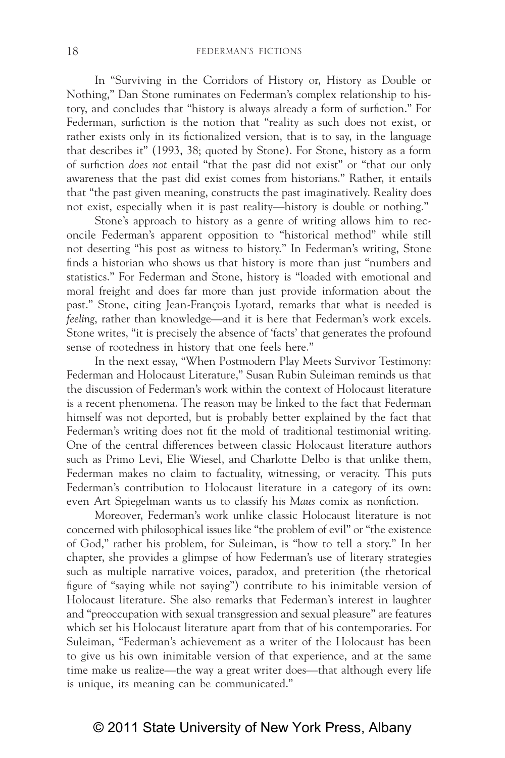In "Surviving in the Corridors of History or, History as Double or Nothing," Dan Stone ruminates on Federman's complex relationship to history, and concludes that "history is always already a form of surfiction." For Federman, surfiction is the notion that "reality as such does not exist, or rather exists only in its fictionalized version, that is to say, in the language that describes it" (1993, 38; quoted by Stone). For Stone, history as a form of surfiction *does not* entail "that the past did not exist" or "that our only awareness that the past did exist comes from historians." Rather, it entails that "the past given meaning, constructs the past imaginatively. Reality does not exist, especially when it is past reality—history is double or nothing."

Stone's approach to history as a genre of writing allows him to reconcile Federman's apparent opposition to "historical method" while still not deserting "his post as witness to history." In Federman's writing, Stone finds a historian who shows us that history is more than just "numbers and statistics." For Federman and Stone, history is "loaded with emotional and moral freight and does far more than just provide information about the past." Stone, citing Jean-François Lyotard, remarks that what is needed is *feeling*, rather than knowledge—and it is here that Federman's work excels. Stone writes, "it is precisely the absence of 'facts' that generates the profound sense of rootedness in history that one feels here."

In the next essay, "When Postmodern Play Meets Survivor Testimony: Federman and Holocaust Literature," Susan Rubin Suleiman reminds us that the discussion of Federman's work within the context of Holocaust literature is a recent phenomena. The reason may be linked to the fact that Federman himself was not deported, but is probably better explained by the fact that Federman's writing does not fit the mold of traditional testimonial writing. One of the central differences between classic Holocaust literature authors such as Primo Levi, Elie Wiesel, and Charlotte Delbo is that unlike them, Federman makes no claim to factuality, witnessing, or veracity. This puts Federman's contribution to Holocaust literature in a category of its own: even Art Spiegelman wants us to classify his *Maus* comix as nonfiction.

Moreover, Federman's work unlike classic Holocaust literature is not concerned with philosophical issues like "the problem of evil" or "the existence of God," rather his problem, for Suleiman, is "how to tell a story." In her chapter, she provides a glimpse of how Federman's use of literary strategies such as multiple narrative voices, paradox, and preterition (the rhetorical figure of "saying while not saying") contribute to his inimitable version of Holocaust literature. She also remarks that Federman's interest in laughter and "preoccupation with sexual transgression and sexual pleasure" are features which set his Holocaust literature apart from that of his contemporaries. For Suleiman, "Federman's achievement as a writer of the Holocaust has been to give us his own inimitable version of that experience, and at the same time make us realize—the way a great writer does—that although every life is unique, its meaning can be communicated."

© 2011 State University of New York Press, Albany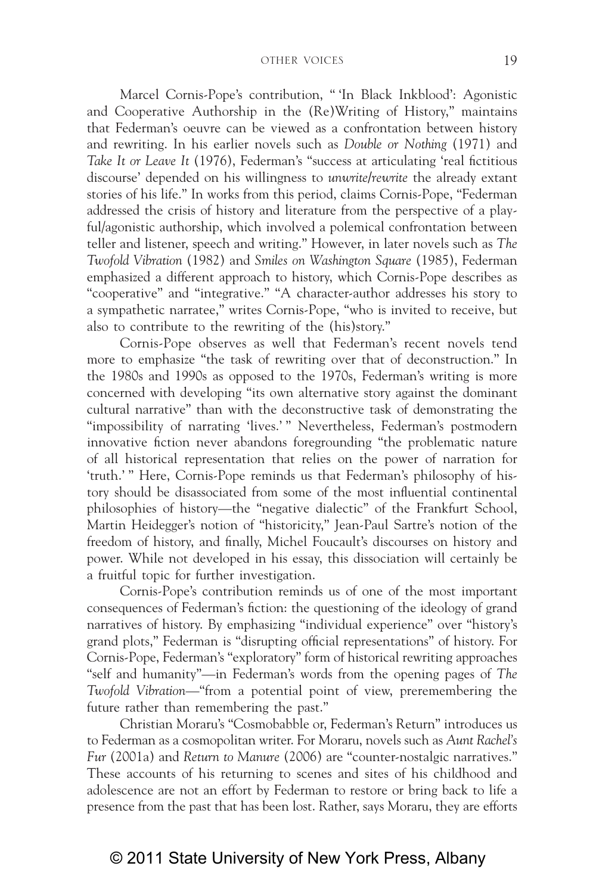Marcel Cornis-Pope's contribution, " 'In Black Inkblood': Agonistic and Cooperative Authorship in the (Re)Writing of History," maintains that Federman's oeuvre can be viewed as a confrontation between history and rewriting. In his earlier novels such as *Double or Nothing* (1971) and *Take It or Leave It* (1976), Federman's "success at articulating 'real fictitious discourse' depended on his willingness to *unwrite/rewrite* the already extant stories of his life." In works from this period, claims Cornis-Pope, "Federman addressed the crisis of history and literature from the perspective of a playful/agonistic authorship, which involved a polemical confrontation between teller and listener, speech and writing." However, in later novels such as *The Twofold Vibration* (1982) and *Smiles on Washington Square* (1985), Federman emphasized a different approach to history, which Cornis-Pope describes as "cooperative" and "integrative." "A character-author addresses his story to a sympathetic narratee," writes Cornis-Pope, "who is invited to receive, but also to contribute to the rewriting of the (his)story."

Cornis-Pope observes as well that Federman's recent novels tend more to emphasize "the task of rewriting over that of deconstruction." In the 1980s and 1990s as opposed to the 1970s, Federman's writing is more concerned with developing "its own alternative story against the dominant cultural narrative" than with the deconstructive task of demonstrating the "impossibility of narrating 'lives.' " Nevertheless, Federman's postmodern innovative fiction never abandons foregrounding "the problematic nature of all historical representation that relies on the power of narration for 'truth.' " Here, Cornis-Pope reminds us that Federman's philosophy of history should be disassociated from some of the most influential continental philosophies of history—the "negative dialectic" of the Frankfurt School, Martin Heidegger's notion of "historicity," Jean-Paul Sartre's notion of the freedom of history, and finally, Michel Foucault's discourses on history and power. While not developed in his essay, this dissociation will certainly be a fruitful topic for further investigation.

Cornis-Pope's contribution reminds us of one of the most important consequences of Federman's fiction: the questioning of the ideology of grand narratives of history. By emphasizing "individual experience" over "history's grand plots," Federman is "disrupting official representations" of history. For Cornis-Pope, Federman's "exploratory" form of historical rewriting approaches "self and humanity"—in Federman's words from the opening pages of *The Twofold Vibration*—"from a potential point of view, preremembering the future rather than remembering the past."

Christian Moraru's "Cosmobabble or, Federman's Return" introduces us to Federman as a cosmopolitan writer. For Moraru, novels such as *Aunt Rachel's Fur* (2001a) and *Return to Manure* (2006) are "counter-nostalgic narratives." These accounts of his returning to scenes and sites of his childhood and adolescence are not an effort by Federman to restore or bring back to life a presence from the past that has been lost. Rather, says Moraru, they are efforts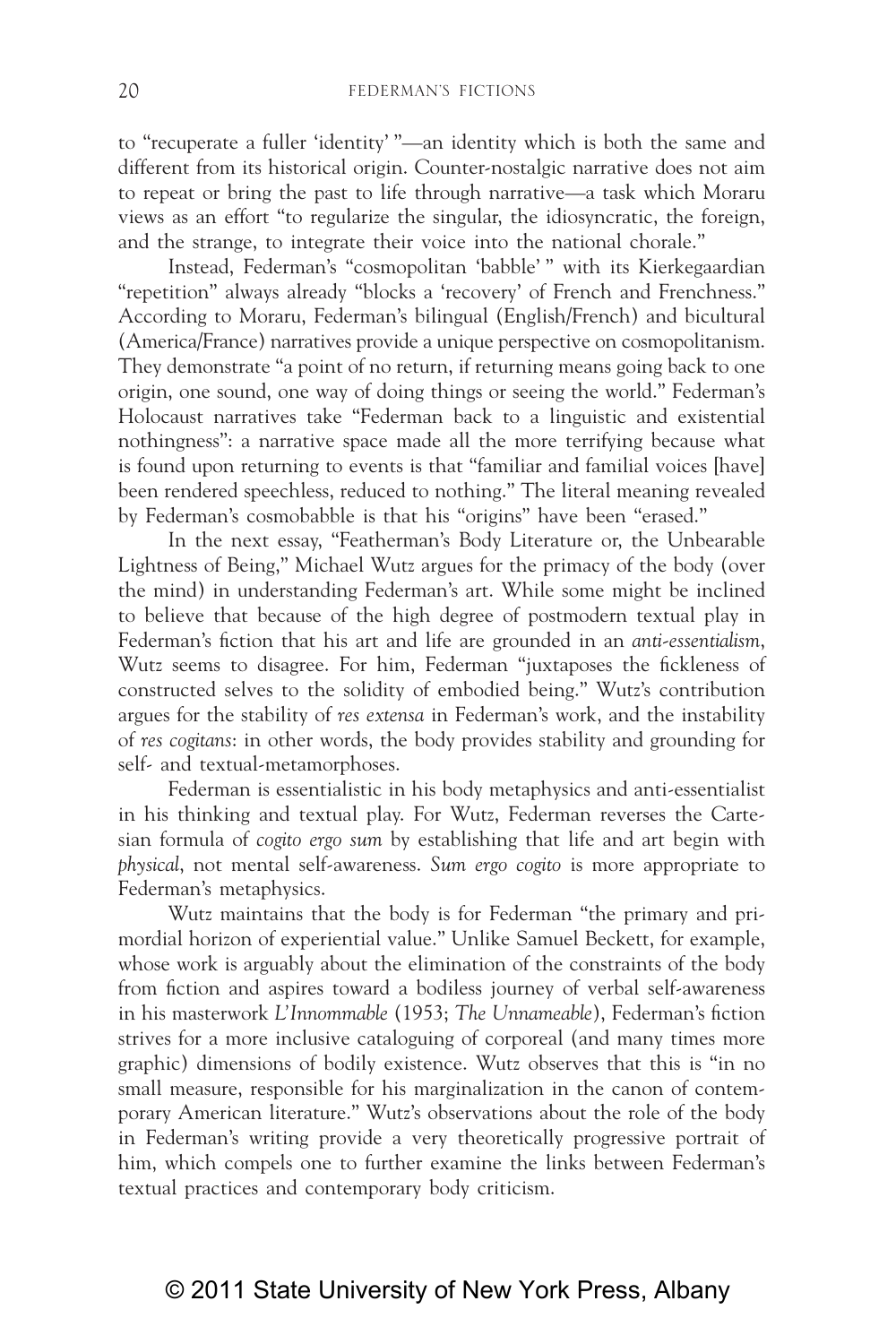to "recuperate a fuller 'identity' "—an identity which is both the same and different from its historical origin. Counter-nostalgic narrative does not aim to repeat or bring the past to life through narrative—a task which Moraru views as an effort "to regularize the singular, the idiosyncratic, the foreign, and the strange, to integrate their voice into the national chorale."

Instead, Federman's "cosmopolitan 'babble' " with its Kierkegaardian "repetition" always already "blocks a 'recovery' of French and Frenchness." According to Moraru, Federman's bilingual (English/French) and bicultural (America/France) narratives provide a unique perspective on cosmopolitanism. They demonstrate "a point of no return, if returning means going back to one origin, one sound, one way of doing things or seeing the world." Federman's Holocaust narratives take "Federman back to a linguistic and existential nothingness": a narrative space made all the more terrifying because what is found upon returning to events is that "familiar and familial voices [have] been rendered speechless, reduced to nothing." The literal meaning revealed by Federman's cosmobabble is that his "origins" have been "erased."

In the next essay, "Featherman's Body Literature or, the Unbearable Lightness of Being," Michael Wutz argues for the primacy of the body (over the mind) in understanding Federman's art. While some might be inclined to believe that because of the high degree of postmodern textual play in Federman's fiction that his art and life are grounded in an *anti-essentialism*, Wutz seems to disagree. For him, Federman "juxtaposes the fickleness of constructed selves to the solidity of embodied being." Wutz's contribution argues for the stability of *res extensa* in Federman's work, and the instability of *res cogitans*: in other words, the body provides stability and grounding for self- and textual-metamorphoses.

Federman is essentialistic in his body metaphysics and anti-essentialist in his thinking and textual play. For Wutz, Federman reverses the Cartesian formula of *cogito ergo sum* by establishing that life and art begin with *physical*, not mental self-awareness. *Sum ergo cogito* is more appropriate to Federman's metaphysics.

Wutz maintains that the body is for Federman "the primary and primordial horizon of experiential value." Unlike Samuel Beckett, for example, whose work is arguably about the elimination of the constraints of the body from fiction and aspires toward a bodiless journey of verbal self-awareness in his masterwork *L'Innommable* (1953; *The Unnameable*), Federman's fiction strives for a more inclusive cataloguing of corporeal (and many times more graphic) dimensions of bodily existence. Wutz observes that this is "in no small measure, responsible for his marginalization in the canon of contemporary American literature." Wutz's observations about the role of the body in Federman's writing provide a very theoretically progressive portrait of him, which compels one to further examine the links between Federman's textual practices and contemporary body criticism.